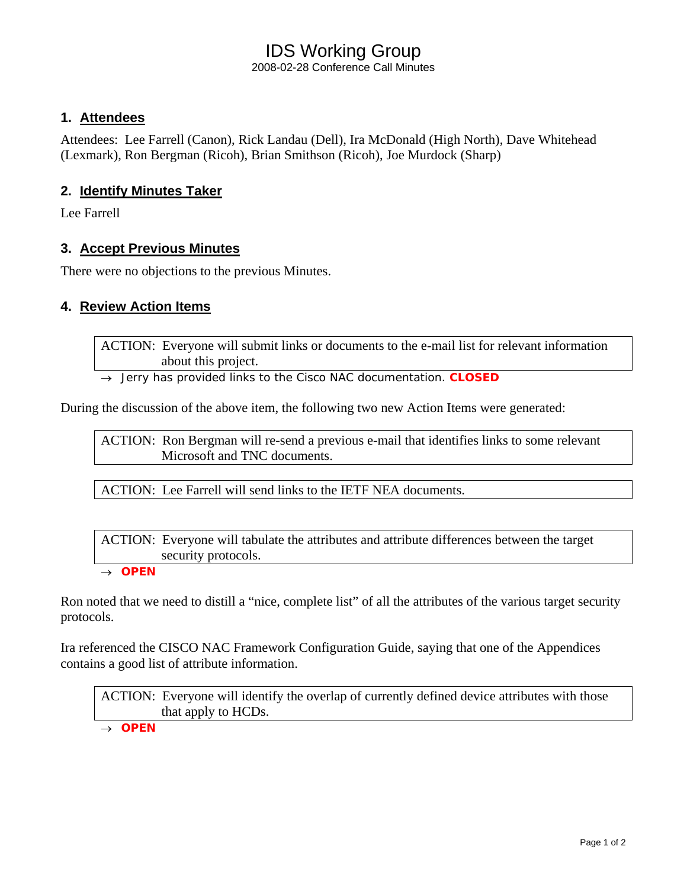# IDS Working Group

2008-02-28 Conference Call Minutes

## 1. Attendees

Attendees: Lee Farrell (Canon), Rick Landau (Dell), Ira McDonald (High North), Dave Whitehead (Lexmark), Ron Bergman (Ricoh), Brian Smithson (Ricoh), Joe Murdock (Sharp)

## 2. Identify Minutes Taker

Lee Farrell

## 3. Accept Previous Minutes

There were no objections to the previous Minutes.

## 4. Review Action Items

> ACTION: Everyone will submit links or documents to the e-mail list for relevant information about this project.

→ Jerry has provided links to the Cisco NAC documentation. **CLOSED**

During the discussion of the above item, the following two new Action Items were generated:

> ACTION: Ron Bergman will re-send a previous e-mail that identifies links to some relevant Microsoft and TNC documents.

> ACTION: Lee Farrell will send links to the IETF NEA documents.

> ACTION: Everyone will tabulate the attributes and attribute differences between the target security protocols.

→ **OPEN**

Ron noted that we need to distill a "nice, complete list" of all the attributes of the various target security protocols.

Ira referenced the CISCO NAC Framework Configuration Guide, saying that one of the Appendices contains a good list of attribute information.

> ACTION: Everyone will identify the overlap of currently defined device attributes with those that apply to HCDs.

→ **OPEN**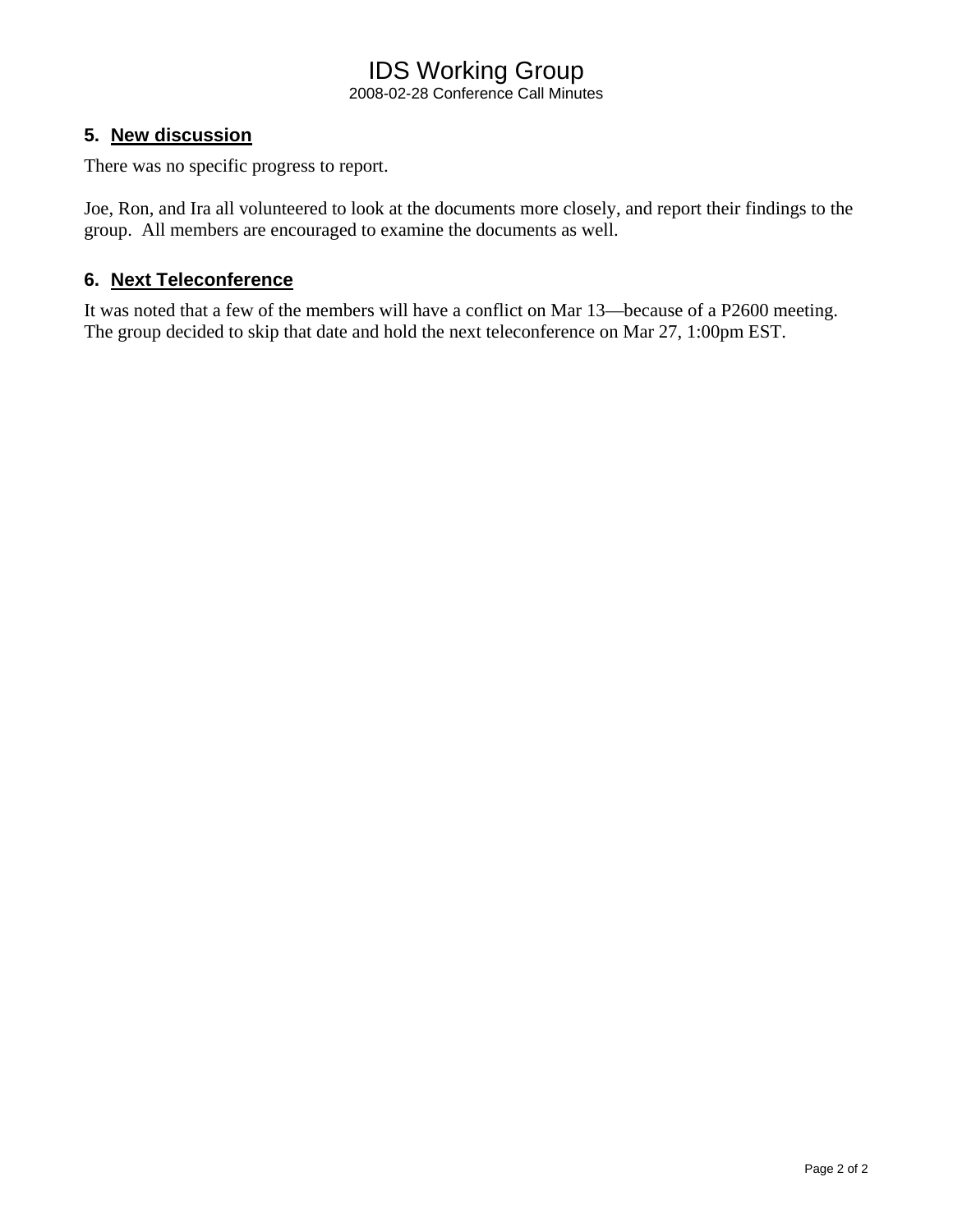## 5. New discussion

There was no specific progress to report.

Joe, Ron, and Ira all volunteered to look at the documents more closely, and report their findings to the group. All members are encouraged to examine the documents as well.

## 6. Next Teleconference

It was noted that a few of the members will have a conflict on Mar 13—because of a P2600 meeting. The group decided to skip that date and hold the next teleconference on Mar 27, 1:00pm EST.